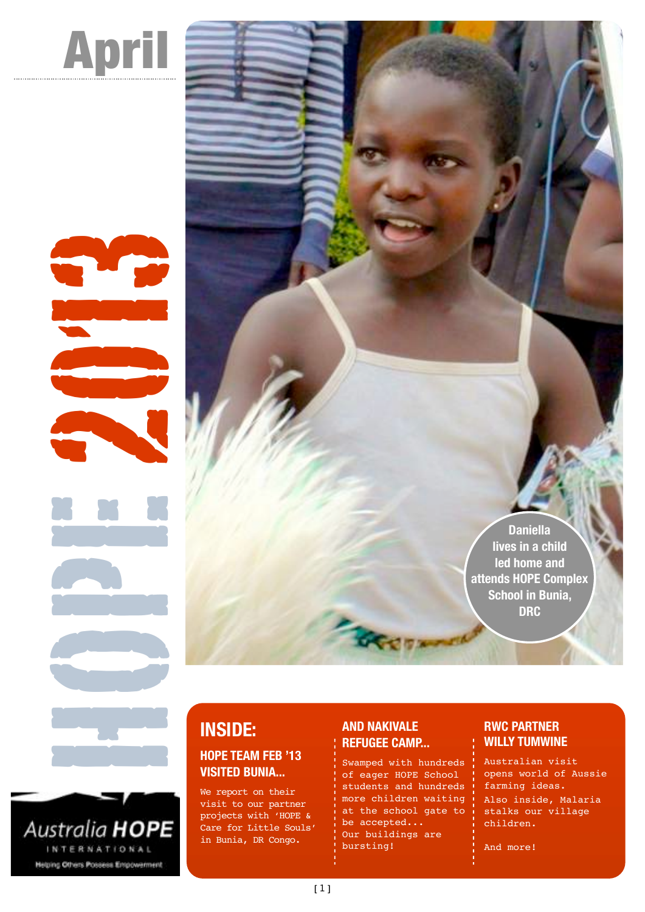# April

# HOPE 2013

Daniella lives in a child led home and attends HOPE Complex School in Bunia, DRC

Australia **HOPE**

INTERNATIONAL

Helping Others Possess Empowerment

## INSIDE:

### HOPE TEAM FEB '13 VISITED BUNIA...

We report on their visit to our partner projects with 'HOPE & Care for Little Souls' in Bunia, DR Congo.

### AND NAKIVALE REFUGEE CAMP...

Swamped with hundreds of eager HOPE School students and hundreds more children waiting at the school gate to be accepted...

Our buildings are bursting!

### RWC PARTNER WILLY TUMWINE

Australian visit opens world of Aussie farming ideas.

Also inside, Malaria stalks our village children.

And more!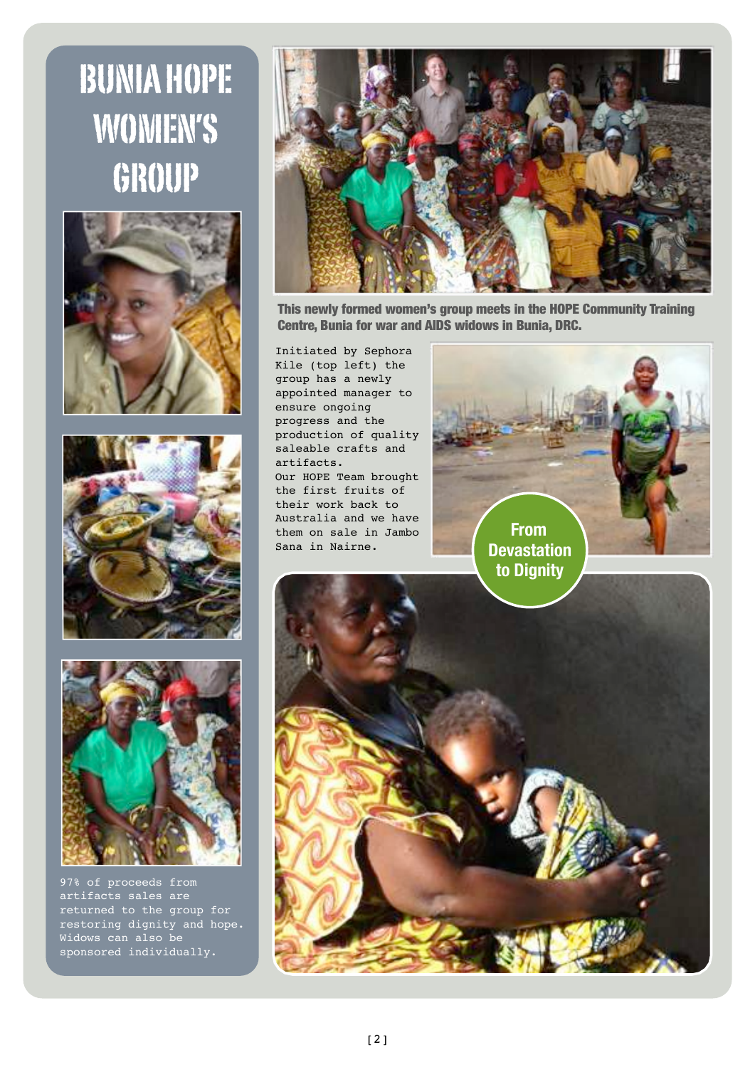# BUNIA HOPE WOMEN'S GROUP

**This newly formed women's group meets in the HOPE Community Training Centre, Bunia for war and AIDS widows in Bunia, DRC.**

Initiated by Sephora Kile (top left) the group has a newly appointed manager to ensure ongoing progress and the production of quality saleable crafts and artifacts.

Our HOPE Team brought the first fruits of their work back to Australia and we have them on sale in Jambo Sana in Nairne.

**From Devastation to Dignity**

97% of proceeds from artifacts sales are returned to the group for restoring dignity and hope. Widows can also be sponsored individually.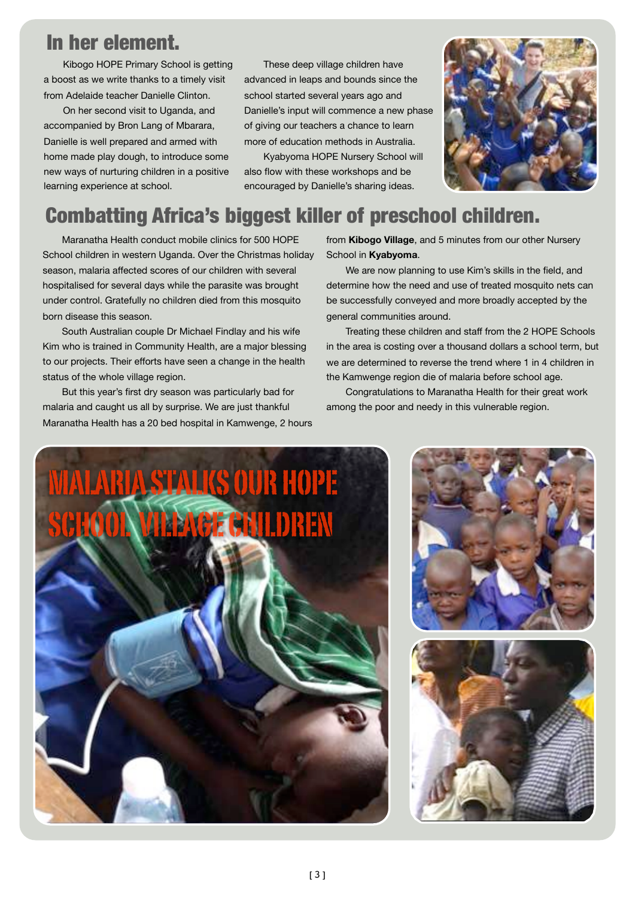## In her element.

Kibogo HOPE Primary School is getting a boost as we write thanks to a timely visit from Adelaide teacher Danielle Clinton.

On her second visit to Uganda, and accompanied by Bron Lang of Mbarara, Danielle is well prepared and armed with home made play dough, to introduce some new ways of nurturing children in a positive learning experience at school.

These deep village children have advanced in leaps and bounds since the school started several years ago and Danielle's input will commence a new phase of giving our teachers a chance to learn more of education methods in Australia.

Kyabyoma HOPE Nursery School will also flow with these workshops and be encouraged by Danielle's sharing ideas.

## Combatting Africa's biggest killer of preschool children.

Maranatha Health conduct mobile clinics for 500 HOPE School children in western Uganda. Over the Christmas holiday season, malaria affected scores of our children with several hospitalised for several days while the parasite was brought under control. Gratefully no children died from this mosquito born disease this season.

South Australian couple Dr Michael Findlay and his wife Kim who is trained in Community Health, are a major blessing to our projects. Their efforts have seen a change in the health status of the whole village region.

But this year's first dry season was particularly bad for malaria and caught us all by surprise. We are just thankful Maranatha Health has a 20 bed hospital in Kamwenge, 2 hours from **Kibogo Village**, and 5 minutes from our other Nursery School in **Kyabyoma**.

We are now planning to use Kim's skills in the field, and determine how the need and use of treated mosquito nets can be successfully conveyed and more broadly accepted by the general communities around.

Treating these children and staff from the 2 HOPE Schools in the area is costing over a thousand dollars a school term, but we are determined to reverse the trend where 1 in 4 children in the Kamwenge region die of malaria before school age.

Congratulations to Maranatha Health for their great work among the poor and needy in this vulnerable region.

## MALARIA STALKS OUR HOPE SCHOOL VILLAGE CHILDREN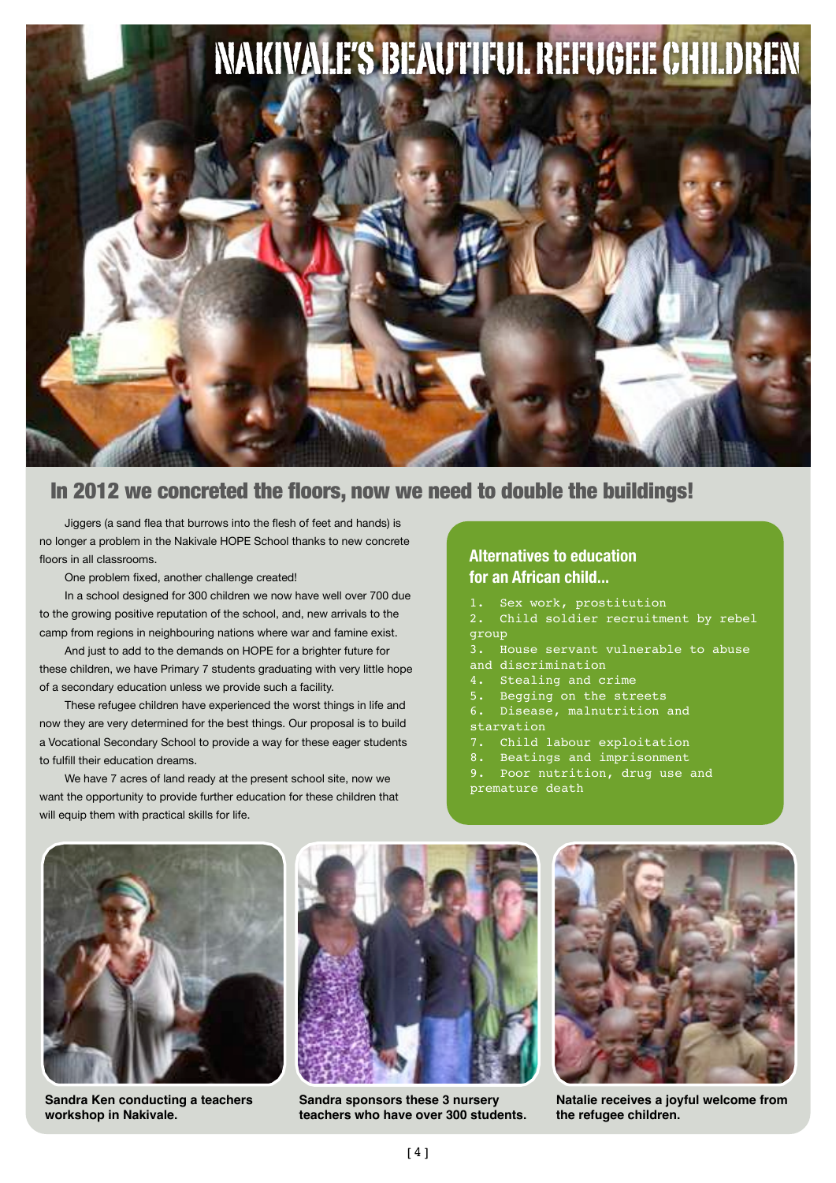# NAKIVALE'S BEAUTIFUL REFUGEE CHILDREN

## In 2012 we concreted the floors, now we need to double the buildings!

Jiggers (a sand flea that burrows into the flesh of feet and hands) is no longer a problem in the Nakivale HOPE School thanks to new concrete floors in all classrooms.

One problem fixed, another challenge created!

In a school designed for 300 children we now have well over 700 due to the growing positive reputation of the school, and, new arrivals to the camp from regions in neighbouring nations where war and famine exist.

And just to add to the demands on HOPE for a brighter future for these children, we have Primary 7 students graduating with very little hope of a secondary education unless we provide such a facility.

These refugee children have experienced the worst things in life and now they are very determined for the best things. Our proposal is to build a Vocational Secondary School to provide a way for these eager students to fulfill their education dreams.

We have 7 acres of land ready at the present school site, now we want the opportunity to provide further education for these children that will equip them with practical skills for life.

### Alternatives to education for an African child...

1. Sex work, prostitution
2. Child soldier recruitment by rebel group
3. House servant vulnerable to abuse and discrimination
4. Stealing and crime
5. Begging on the streets
6. Disease, malnutrition and starvation
7. Child labour exploitation
8. Beatings and imprisonment
9. Poor nutrition, drug use and premature death

**Sandra Ken conducting a teachers workshop in Nakivale.**

**Sandra sponsors these 3 nursery teachers who have over 300 students.**

**Natalie receives a joyful welcome from the refugee children.**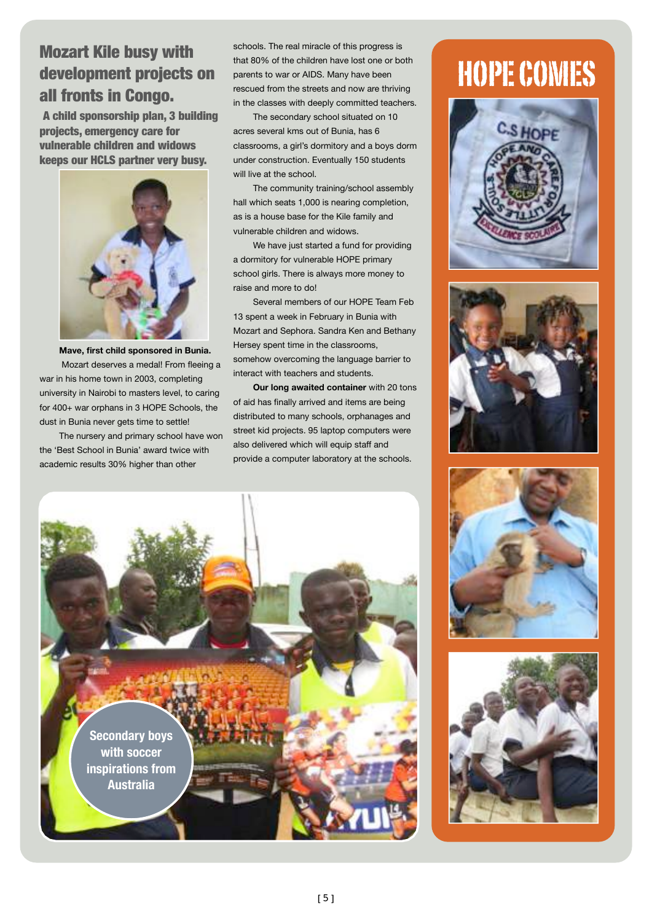# Mozart Kile busy with development projects on all fronts in Congo.

**A child sponsorship plan, 3 building projects, emergency care for vulnerable children and widows keeps our HCLS partner very busy.**

**Mave, first child sponsored in Bunia.**

Mozart deserves a medal! From fleeing a war in his home town in 2003, completing university in Nairobi to masters level, to caring for 400+ war orphans in 3 HOPE Schools, the dust in Bunia never gets time to settle!

The nursery and primary school have won the 'Best School in Bunia' award twice with academic results 30% higher than other schools. The real miracle of this progress is that 80% of the children have lost one or both parents to war or AIDS. Many have been rescued from the streets and now are thriving in the classes with deeply committed teachers.

The secondary school situated on 10 acres several kms out of Bunia, has 6 classrooms, a girl's dormitory and a boys dorm under construction. Eventually 150 students will live at the school.

The community training/school assembly hall which seats 1,000 is nearing completion, as is a house base for the Kile family and vulnerable children and widows.

We have just started a fund for providing a dormitory for vulnerable HOPE primary school girls. There is always more money to raise and more to do!

Several members of our HOPE Team Feb 13 spent a week in February in Bunia with Mozart and Sephora. Sandra Ken and Bethany Hersey spent time in the classrooms, somehow overcoming the language barrier to interact with teachers and students.

**Our long awaited container** with 20 tons of aid has finally arrived and items are being distributed to many schools, orphanages and street kid projects. 95 laptop computers were also delivered which will equip staff and provide a computer laboratory at the schools.

Secondary boys with soccer inspirations from Australia

# HOPE COMES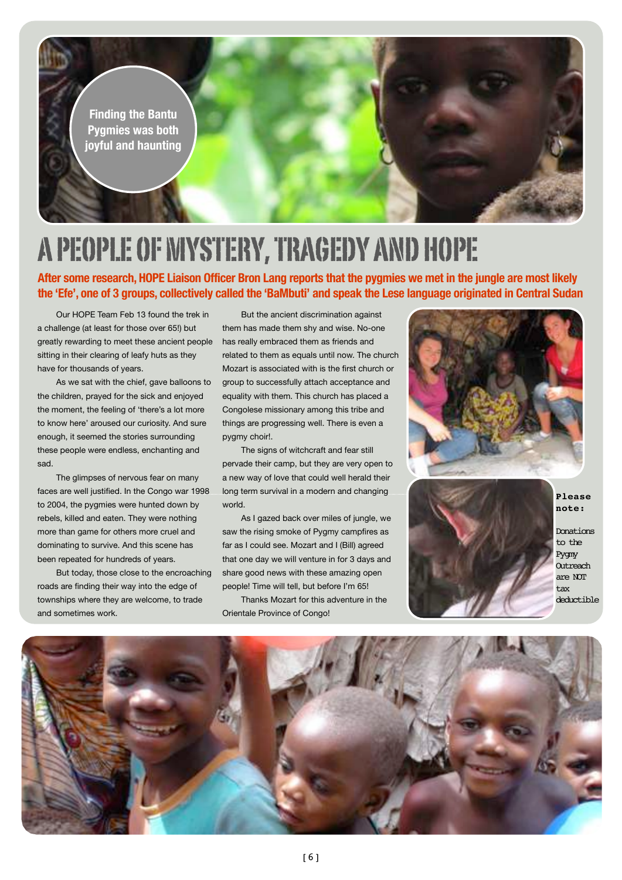Finding the Bantu Pygmies was both joyful and haunting

# A PEOPLE OF MYSTERY, TRAGEDY AND HOPE

**After some research, HOPE Liaison Officer Bron Lang reports that the pygmies we met in the jungle are most likely the 'Efe', one of 3 groups, collectively called the 'BaMbuti' and speak the Lese language originated in Central Sudan**

Our HOPE Team Feb 13 found the trek in a challenge (at least for those over 65!) but greatly rewarding to meet these ancient people sitting in their clearing of leafy huts as they have for thousands of years.

As we sat with the chief, gave balloons to the children, prayed for the sick and enjoyed the moment, the feeling of 'there's a lot more to know here' aroused our curiosity. And sure enough, it seemed the stories surrounding these people were endless, enchanting and sad.

The glimpses of nervous fear on many faces are well justified. In the Congo war 1998 to 2004, the pygmies were hunted down by rebels, killed and eaten. They were nothing more than game for others more cruel and dominating to survive. And this scene has been repeated for hundreds of years.

But today, those close to the encroaching roads are finding their way into the edge of townships where they are welcome, to trade and sometimes work.

But the ancient discrimination against them has made them shy and wise. No-one has really embraced them as friends and related to them as equals until now. The church Mozart is associated with is the first church or group to successfully attach acceptance and equality with them. This church has placed a Congolese missionary among this tribe and things are progressing well. There is even a pygmy choir!.

The signs of witchcraft and fear still pervade their camp, but they are very open to a new way of love that could well herald their long term survival in a modern and changing world.

As I gazed back over miles of jungle, we saw the rising smoke of Pygmy campfires as far as I could see. Mozart and I (Bill) agreed that one day we will venture in for 3 days and share good news with these amazing open people! Time will tell, but before I'm 65!

Thanks Mozart for this adventure in the Orientale Province of Congo!

**Please note:**

Donations to the Pygmy Outreach are NOT tax deductible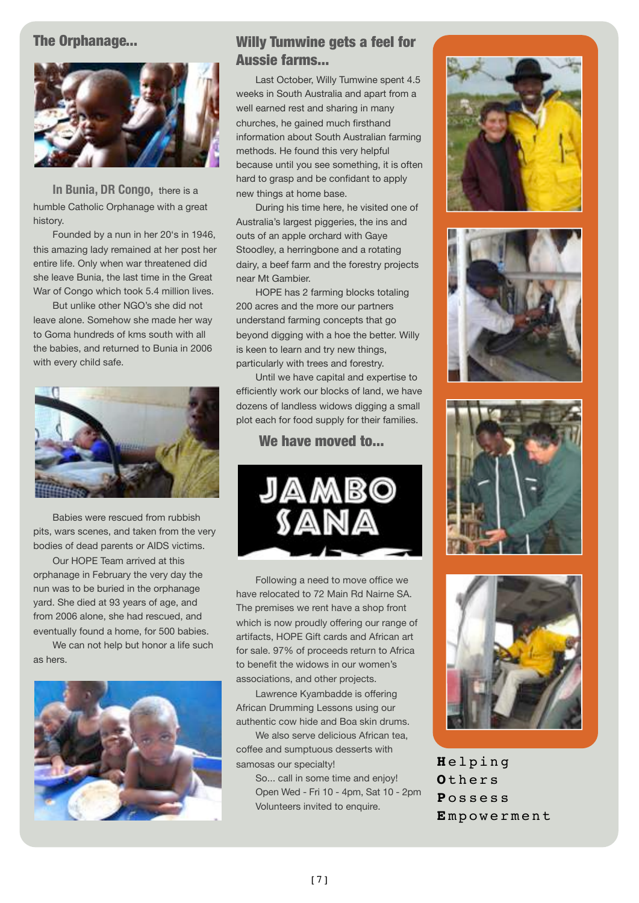## The Orphanage...

**In Bunia, DR Congo,** there is a humble Catholic Orphanage with a great history.

Founded by a nun in her 20's in 1946, this amazing lady remained at her post her entire life. Only when war threatened did she leave Bunia, the last time in the Great War of Congo which took 5.4 million lives.

But unlike other NGO's she did not leave alone. Somehow she made her way to Goma hundreds of kms south with all the babies, and returned to Bunia in 2006 with every child safe.

Babies were rescued from rubbish pits, wars scenes, and taken from the very bodies of dead parents or AIDS victims.

Our HOPE Team arrived at this orphanage in February the very day the nun was to be buried in the orphanage yard. She died at 93 years of age, and from 2006 alone, she had rescued, and eventually found a home, for 500 babies.

We can not help but honor a life such as hers.

## Willy Tumwine gets a feel for Aussie farms...

Last October, Willy Tumwine spent 4.5 weeks in South Australia and apart from a well earned rest and sharing in many churches, he gained much firsthand information about South Australian farming methods. He found this very helpful because until you see something, it is often hard to grasp and be confidant to apply new things at home base.

During his time here, he visited one of Australia's largest piggeries, the ins and outs of an apple orchard with Gaye Stoodley, a herringbone and a rotating dairy, a beef farm and the forestry projects near Mt Gambier.

HOPE has 2 farming blocks totaling 200 acres and the more our partners understand farming concepts that go beyond digging with a hoe the better. Willy is keen to learn and try new things, particularly with trees and forestry.

Until we have capital and expertise to efficiently work our blocks of land, we have dozens of landless widows digging a small plot each for food supply for their families.

## We have moved to...

JAMBO SANA

Following a need to move office we have relocated to 72 Main Rd Nairne SA. The premises we rent have a shop front which is now proudly offering our range of artifacts, HOPE Gift cards and African art for sale. 97% of proceeds return to Africa to benefit the widows in our women's associations, and other projects.

Lawrence Kyambadde is offering African Drumming Lessons using our authentic cow hide and Boa skin drums.

We also serve delicious African tea, coffee and sumptuous desserts with samosas our specialty!

So... call in some time and enjoy!

Open Wed - Fri 10 - 4pm, Sat 10 - 2pm

Volunteers invited to enquire.

**H**elping
**O**thers
**P**ossess
**E**mpowerment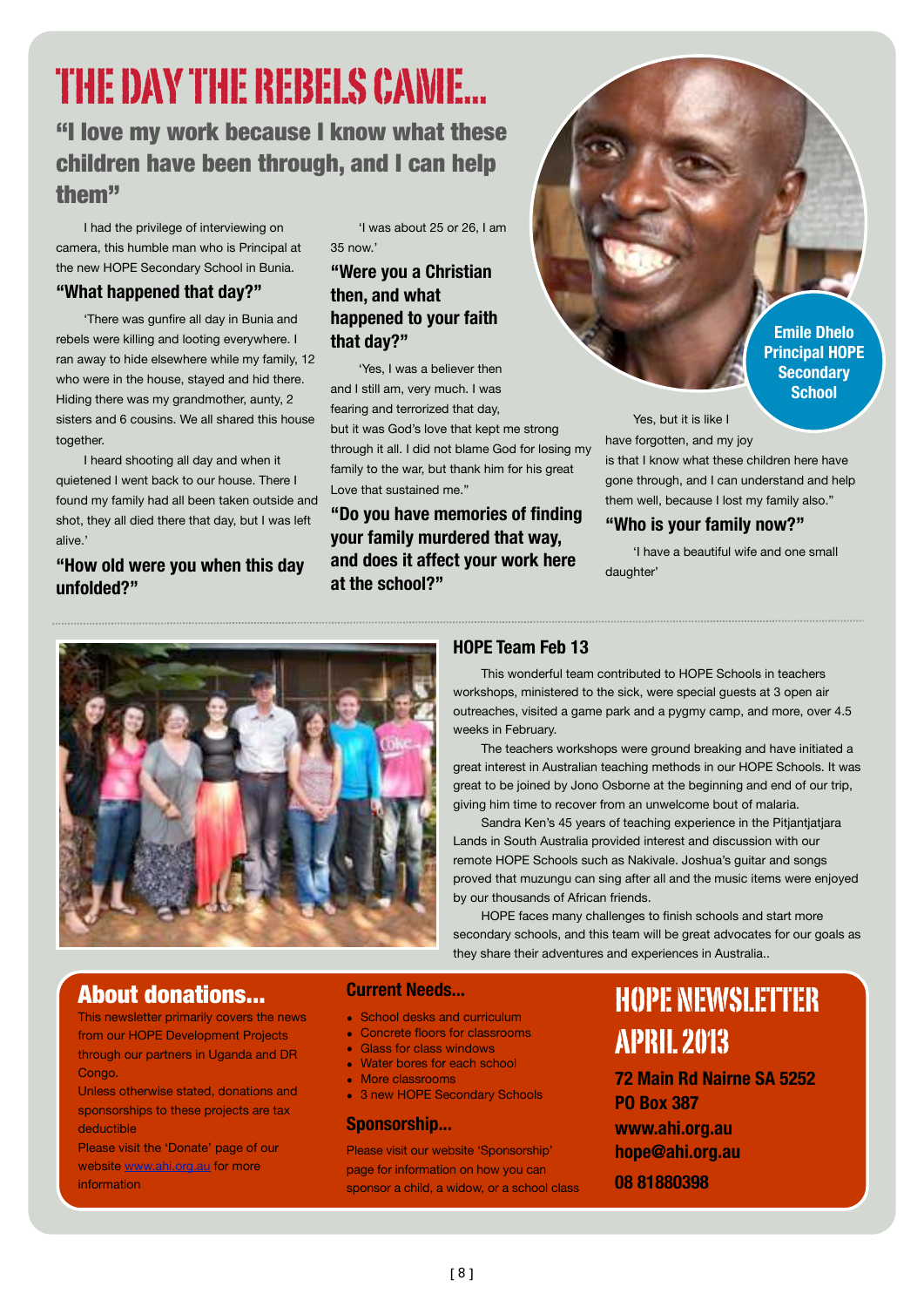# THE DAY THE REBELS CAME...

## "I love my work because I know what these children have been through, and I can help them"

I had the privilege of interviewing on camera, this humble man who is Principal at the new HOPE Secondary School in Bunia.

### "What happened that day?"

'There was gunfire all day in Bunia and rebels were killing and looting everywhere. I ran away to hide elsewhere while my family, 12 who were in the house, stayed and hid there. Hiding there was my grandmother, aunty, 2 sisters and 6 cousins. We all shared this house together.

I heard shooting all day and when it quietened I went back to our house. There I found my family had all been taken outside and shot, they all died there that day, but I was left alive.'

### "How old were you when this day unfolded?"

'I was about 25 or 26, I am 35 now.'

### "Were you a Christian then, and what happened to your faith that day?"

'Yes, I was a believer then and I still am, very much. I was fearing and terrorized that day, but it was God's love that kept me strong through it all. I did not blame God for losing my family to the war, but thank him for his great Love that sustained me."

### "Do you have memories of finding your family murdered that way, and does it affect your work here at the school?"

Yes, but it is like I have forgotten, and my joy is that I know what these children here have gone through, and I can understand and help them well, because I lost my family also."

### "Who is your family now?"

'I have a beautiful wife and one small daughter'

**Emile Dhelo Principal HOPE Secondary School**

---

### HOPE Team Feb 13

This wonderful team contributed to HOPE Schools in teachers workshops, ministered to the sick, were special guests at 3 open air outreaches, visited a game park and a pygmy camp, and more, over 4.5 weeks in February.

The teachers workshops were ground breaking and have initiated a great interest in Australian teaching methods in our HOPE Schools. It was great to be joined by Jono Osborne at the beginning and end of our trip, giving him time to recover from an unwelcome bout of malaria.

Sandra Ken's 45 years of teaching experience in the Pitjantjatjara Lands in South Australia provided interest and discussion with our remote HOPE Schools such as Nakivale. Joshua's guitar and songs proved that muzungu can sing after all and the music items were enjoyed by our thousands of African friends.

HOPE faces many challenges to finish schools and start more secondary schools, and this team will be great advocates for our goals as they share their adventures and experiences in Australia..

## About donations...

This newsletter primarily covers the news from our HOPE Development Projects through our partners in Uganda and DR Congo.

Unless otherwise stated, donations and sponsorships to these projects are tax deductible

Please visit the 'Donate' page of our website www.ahi.org.au for more information

### Current Needs...

- School desks and curriculum
- Concrete floors for classrooms
- Glass for class windows
- Water bores for each school
- More classrooms
- 3 new HOPE Secondary Schools

### Sponsorship...

Please visit our website 'Sponsorship' page for information on how you can sponsor a child, a widow, or a school class

## HOPE NEWSLETTER APRIL 2013

**72 Main Rd Nairne SA 5252**
**PO Box 387**
**www.ahi.org.au**
**hope@ahi.org.au**
**08 81880398**